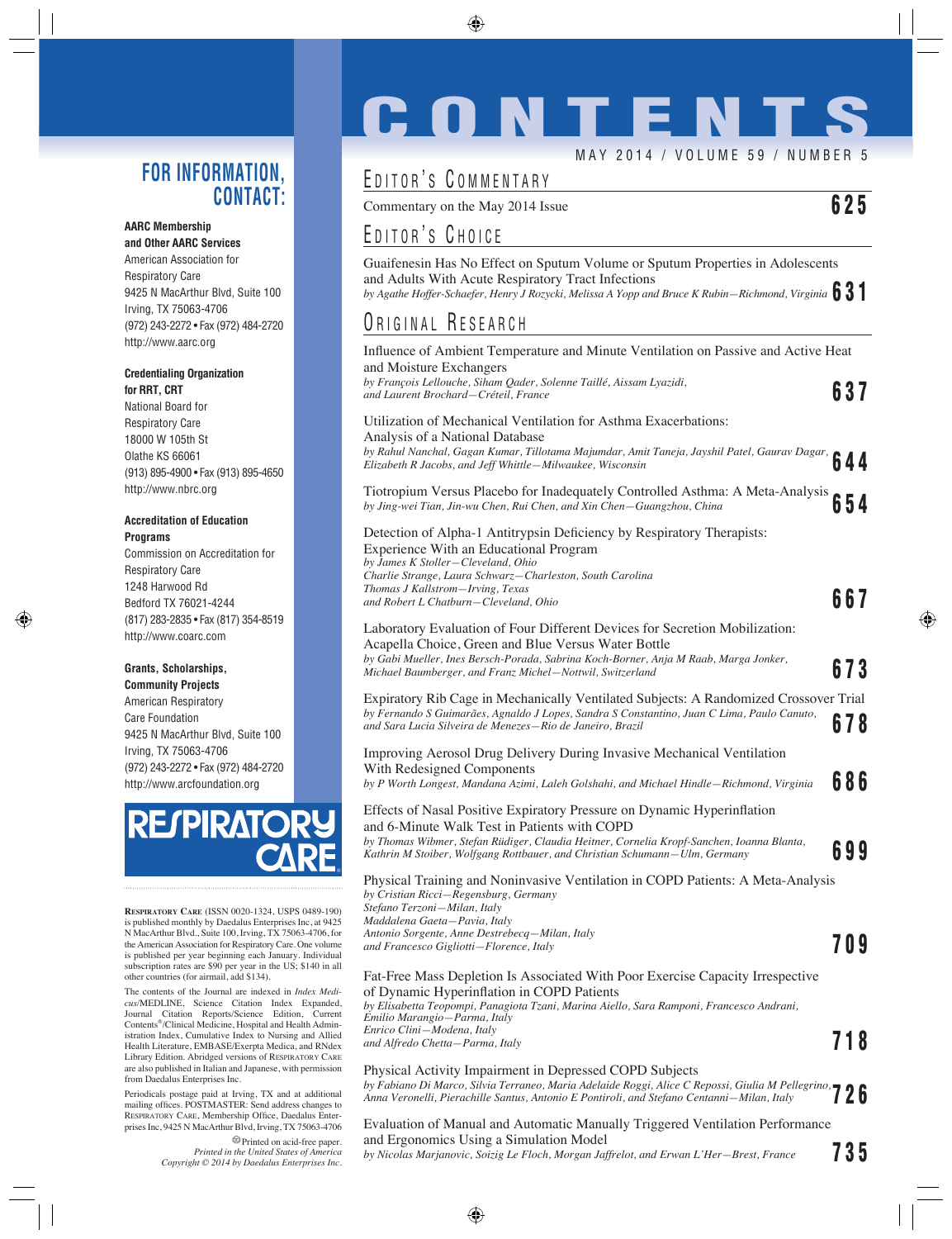# CONTENTS

MAY 2014 / VOLUME 59 / NUMBER 5

## EDITOR'S COMMENTARY

Commentary on the May 2014 Issue **625**

## EDITOR'S CHOICE

Guaifenesin Has No Effect on Sputum Volume or Sputum Properties in Adolescents and Adults With Acute Respiratory Tract Infections
*by Agathe Hoffer-Schaefer, Henry J Rozycki, Melissa A Yopp and Bruce K Rubin—Richmond, Virginia* **631**

## ORIGINAL RESEARCH

Influence of Ambient Temperature and Minute Ventilation on Passive and Active Heat and Moisture Exchangers
*by François Lellouche, Siham Qader, Solenne Taillé, Aissam Lyazidi, and Laurent Brochard—Créteil, France* **637**

Utilization of Mechanical Ventilation for Asthma Exacerbations: Analysis of a National Database
*by Rahul Nanchal, Gagan Kumar, Tillotama Majumdar, Amit Taneja, Jayshil Patel, Gaurav Dagar, Elizabeth R Jacobs, and Jeff Whittle—Milwaukee, Wisconsin* **644**

Tiotropium Versus Placebo for Inadequately Controlled Asthma: A Meta-Analysis
*by Jing-wei Tian, Jin-wu Chen, Rui Chen, and Xin Chen—Guangzhou, China* **654**

Detection of Alpha-1 Antitrypsin Deficiency by Respiratory Therapists: Experience With an Educational Program
*by James K Stoller—Cleveland, Ohio*
*Charlie Strange, Laura Schwarz—Charleston, South Carolina*
*Thomas J Kallstrom—Irving, Texas*
*and Robert L Chatburn—Cleveland, Ohio* **667**

Laboratory Evaluation of Four Different Devices for Secretion Mobilization: Acapella Choice, Green and Blue Versus Water Bottle
*by Gabi Mueller, Ines Bersch-Porada, Sabrina Koch-Borner, Anja M Raab, Marga Jonker, Michael Baumberger, and Franz Michel—Nottwil, Switzerland* **673**

Expiratory Rib Cage in Mechanically Ventilated Subjects: A Randomized Crossover Trial
*by Fernando S Guimarães, Agnaldo J Lopes, Sandra S Constantino, Juan C Lima, Paulo Canuto, and Sara Lucia Silveira de Menezes—Rio de Janeiro, Brazil* **678**

Improving Aerosol Drug Delivery During Invasive Mechanical Ventilation With Redesigned Components
*by P Worth Longest, Mandana Azimi, Laleh Golshahi, and Michael Hindle—Richmond, Virginia* **686**

Effects of Nasal Positive Expiratory Pressure on Dynamic Hyperinflation and 6-Minute Walk Test in Patients with COPD
*by Thomas Wibmer, Stefan Rüdiger, Claudia Heitner, Cornelia Kropf-Sanchen, Ioanna Blanta, Kathrin M Stoiber, Wolfgang Rottbauer, and Christian Schumann—Ulm, Germany* **699**

Physical Training and Noninvasive Ventilation in COPD Patients: A Meta-Analysis
*by Cristian Ricci—Regensburg, Germany*
*Stefano Terzoni—Milan, Italy*
*Maddalena Gaeta—Pavia, Italy*
*Antonio Sorgente, Anne Destrebecq—Milan, Italy*
*and Francesco Gigliotti—Florence, Italy* **709**

Fat-Free Mass Depletion Is Associated With Poor Exercise Capacity Irrespective of Dynamic Hyperinflation in COPD Patients
*by Elisabetta Teopompi, Panagiota Tzani, Marina Aiello, Sara Ramponi, Francesco Andrani, Emilio Marangio—Parma, Italy*
*Enrico Clini—Modena, Italy*
*and Alfredo Chetta—Parma, Italy* **718**

Physical Activity Impairment in Depressed COPD Subjects
*by Fabiano Di Marco, Silvia Terraneo, Maria Adelaide Roggi, Alice C Repossi, Giulia M Pellegrino, Anna Veronelli, Pierachille Santus, Antonio E Pontiroli, and Stefano Centanni—Milan, Italy* **726**

Evaluation of Manual and Automatic Manually Triggered Ventilation Performance and Ergonomics Using a Simulation Model
*by Nicolas Marjanovic, Soizig Le Floch, Morgan Jaffrelot, and Erwan L'Her—Brest, France* **735**

## FOR INFORMATION, CONTACT:

**AARC Membership and Other AARC Services**
American Association for Respiratory Care
9425 N MacArthur Blvd, Suite 100
Irving, TX 75063-4706
(972) 243-2272 • Fax (972) 484-2720
http://www.aarc.org

**Credentialing Organization for RRT, CRT**
National Board for Respiratory Care
18000 W 105th St
Olathe KS 66061
(913) 895-4900 • Fax (913) 895-4650
http://www.nbrc.org

**Accreditation of Education Programs**
Commission on Accreditation for Respiratory Care
1248 Harwood Rd
Bedford TX 76021-4244
(817) 283-2835 • Fax (817) 354-8519
http://www.coarc.com

**Grants, Scholarships, Community Projects**
American Respiratory Care Foundation
9425 N MacArthur Blvd, Suite 100
Irving, TX 75063-4706
(972) 243-2272 • Fax (972) 484-2720
http://www.arcfoundation.org

RESPIRATORY CARE

RESPIRATORY CARE (ISSN 0020-1324, USPS 0489-190) is published monthly by Daedalus Enterprises Inc, at 9425 N MacArthur Blvd., Suite 100, Irving, TX 75063-4706, for the American Association for Respiratory Care. One volume is published per year beginning each January. Individual subscription rates are $90 per year in the US; $140 in all other countries (for airmail, add $134).

The contents of the Journal are indexed in *Index Medicus*/MEDLINE, Science Citation Index Expanded, Journal Citation Reports/Science Edition, Current Contents®/Clinical Medicine, Hospital and Health Administration Index, Cumulative Index to Nursing and Allied Health Literature, EMBASE/Exerpta Medica, and RNdex Library Edition. Abridged versions of RESPIRATORY CARE are also published in Italian and Japanese, with permission from Daedalus Enterprises Inc.

Periodicals postage paid at Irving, TX and at additional mailing offices. POSTMASTER: Send address changes to RESPIRATORY CARE, Membership Office, Daedalus Enterprises Inc, 9425 N MacArthur Blvd, Irving, TX 75063-4706

Printed on acid-free paper.
*Printed in the United States of America*
*Copyright © 2014 by Daedalus Enterprises Inc.*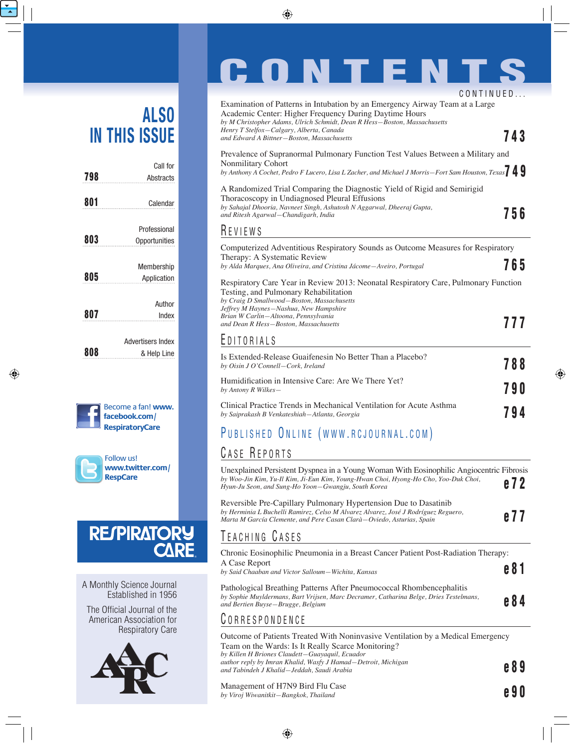# CONTENTS

CONTINUED...

Examination of Patterns in Intubation by an Emergency Airway Team at a Large Academic Center: Higher Frequency During Daytime Hours
*by M Christopher Adams, Ulrich Schmidt, Dean R Hess—Boston, Massachusetts*
*Henry T Stelfox—Calgary, Alberta, Canada*
*and Edward A Bittner—Boston, Massachusetts* **743**

Prevalence of Supranormal Pulmonary Function Test Values Between a Military and Nonmilitary Cohort
*by Anthony A Cochet, Pedro F Lucero, Lisa L Zacher, and Michael J Morris—Fort Sam Houston, Texas* **749**

A Randomized Trial Comparing the Diagnostic Yield of Rigid and Semirigid Thoracoscopy in Undiagnosed Pleural Effusions
*by Sahajal Dhooria, Navneet Singh, Ashutosh N Aggarwal, Dheeraj Gupta,*
*and Ritesh Agarwal—Chandigarh, India* **756**

## Reviews

Computerized Adventitious Respiratory Sounds as Outcome Measures for Respiratory Therapy: A Systematic Review
*by Alda Marques, Ana Oliveira, and Cristina Jácome—Aveiro, Portugal* **765**

Respiratory Care Year in Review 2013: Neonatal Respiratory Care, Pulmonary Function Testing, and Pulmonary Rehabilitation
*by Craig D Smallwood—Boston, Massachusetts*
*Jeffrey M Haynes—Nashua, New Hampshire*
*Brian W Carlin—Altoona, Pennsylvania*
*and Dean R Hess—Boston, Massachusetts* **777**

## Editorials

Is Extended-Release Guaifenesin No Better Than a Placebo?
*by Oisin J O'Connell—Cork, Ireland* **788**

Humidification in Intensive Care: Are We There Yet?
*by Antony R Wilkes—* **790**

Clinical Practice Trends in Mechanical Ventilation for Acute Asthma
*by Saiprakash B Venkateshiah—Atlanta, Georgia* **794**

## Published Online (www.rcjournal.com)

## Case Reports

Unexplained Persistent Dyspnea in a Young Woman With Eosinophilic Angiocentric Fibrosis
*by Woo-Jin Kim, Yu-Il Kim, Ji-Eun Kim, Young-Hwan Choi, Hyong-Ho Cho, Yoo-Duk Choi,*
*Hyun-Ju Seon, and Sung-Ho Yoon—Gwangju, South Korea* **e72**

Reversible Pre-Capillary Pulmonary Hypertension Due to Dasatinib
*by Herminia L Buchelli Ramirez, Celso M Alvarez Alvarez, José J Rodríguez Reguero,*
*Marta M García Clemente, and Pere Casan Clarà—Oviedo, Asturias, Spain* **e77**

## Teaching Cases

Chronic Eosinophilic Pneumonia in a Breast Cancer Patient Post-Radiation Therapy: A Case Report
*by Said Chaaban and Victor Salloum—Wichita, Kansas* **e81**

Pathological Breathing Patterns After Pneumococcal Rhombencephalitis
*by Sophie Muyldermans, Bart Vrijsen, Marc Decramer, Catharina Belge, Dries Testelmans,*
*and Bertien Buyse—Brugge, Belgium* **e84**

## Correspondence

Outcome of Patients Treated With Noninvasive Ventilation by a Medical Emergency Team on the Wards: Is It Really Scarce Monitoring?
*by Killen H Briones Claudett—Guayaquil, Ecuador*
*author reply by Imran Khalid, Wasfy J Hamad—Detroit, Michigan*
*and Tabindeh J Khalid—Jeddah, Saudi Arabia* **e89**

Management of H7N9 Bird Flu Case
*by Viroj Wiwanitkit—Bangkok, Thailand* **e90**

## ALSO IN THIS ISSUE

| | |
|---|---|
| 798 | Call for Abstracts |
| 801 | Calendar |
| 803 | Professional Opportunities |
| 805 | Membership Application |
| 807 | Author Index |
| 808 | Advertisers Index & Help Line |

Become a fan! www.facebook.com/RespiratoryCare

Follow us! www.twitter.com/RespCare

RESPIRATORY CARE

A Monthly Science Journal Established in 1956

The Official Journal of the American Association for Respiratory Care

AARC